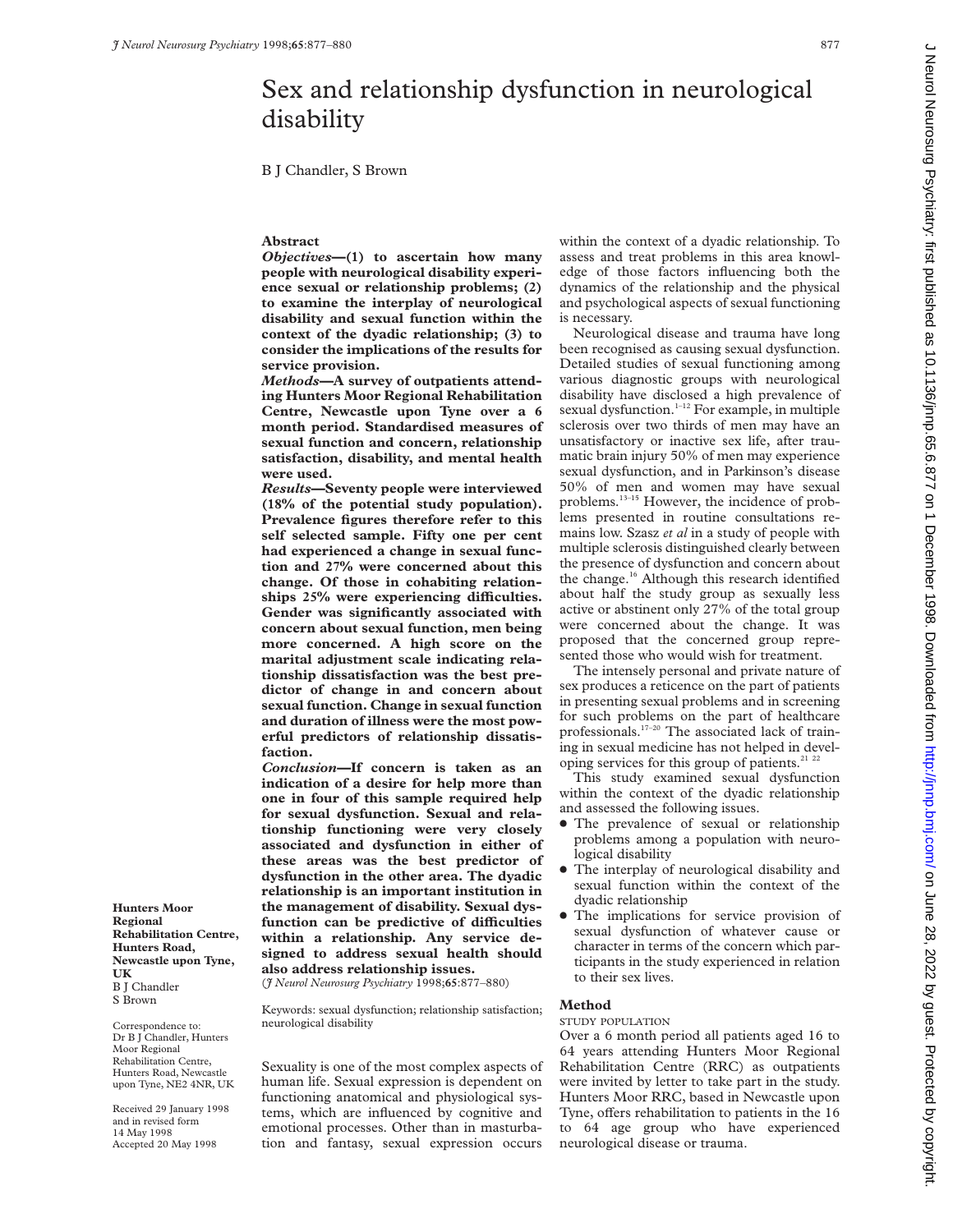# Sex and relationship dysfunction in neurological disability

B J Chandler, S Brown

**Hunters Moor Regional Rehabilitation Centre, Hunters Road, Newcastle upon Tyne, UK**
B J Chandler
S Brown

Correspondence to: Dr B J Chandler, Hunters Moor Regional Rehabilitation Centre, Hunters Road, Newcastle upon Tyne, NE2 4NR, UK

Received 29 January 1998 and in revised form 14 May 1998
Accepted 20 May 1998

## Abstract

***Objectives*—(1) to ascertain how many people with neurological disability experience sexual or relationship problems; (2) to examine the interplay of neurological disability and sexual function within the context of the dyadic relationship; (3) to consider the implications of the results for service provision.**

***Methods*—A survey of outpatients attending Hunters Moor Regional Rehabilitation Centre, Newcastle upon Tyne over a 6 month period. Standardised measures of sexual function and concern, relationship satisfaction, disability, and mental health were used.**

***Results*—Seventy people were interviewed (18% of the potential study population). Prevalence figures therefore refer to this self selected sample. Fifty one per cent had experienced a change in sexual function and 27% were concerned about this change. Of those in cohabiting relationships 25% were experiencing difficulties. Gender was significantly associated with concern about sexual function, men being more concerned. A high score on the marital adjustment scale indicating relationship dissatisfaction was the best predictor of change in and concern about sexual function. Change in sexual function and duration of illness were the most powerful predictors of relationship dissatisfaction.**

***Conclusion*—If concern is taken as an indication of a desire for help more than one in four of this sample required help for sexual dysfunction. Sexual and relationship functioning were very closely associated and dysfunction in either of these areas was the best predictor of dysfunction in the other area. The dyadic relationship is an important institution in the management of disability. Sexual dysfunction can be predictive of difficulties within a relationship. Any service designed to address sexual health should also address relationship issues.**

(*J Neurol Neurosurg Psychiatry* 1998;**65**:877–880)

Keywords: sexual dysfunction; relationship satisfaction; neurological disability

Sexuality is one of the most complex aspects of human life. Sexual expression is dependent on functioning anatomical and physiological systems, which are influenced by cognitive and emotional processes. Other than in masturbation and fantasy, sexual expression occurs within the context of a dyadic relationship. To assess and treat problems in this area knowledge of those factors influencing both the dynamics of the relationship and the physical and psychological aspects of sexual functioning is necessary.

Neurological disease and trauma have long been recognised as causing sexual dysfunction. Detailed studies of sexual functioning among various diagnostic groups with neurological disability have disclosed a high prevalence of sexual dysfunction.[1–12] For example, in multiple sclerosis over two thirds of men may have an unsatisfactory or inactive sex life, after traumatic brain injury 50% of men may experience sexual dysfunction, and in Parkinson's disease 50% of men and women may have sexual problems.[13–15] However, the incidence of problems presented in routine consultations remains low. Szasz *et al* in a study of people with multiple sclerosis distinguished clearly between the presence of dysfunction and concern about the change.[16] Although this research identified about half the study group as sexually less active or abstinent only 27% of the total group were concerned about the change. It was proposed that the concerned group represented those who would wish for treatment.

The intensely personal and private nature of sex produces a reticence on the part of patients in presenting sexual problems and in screening for such problems on the part of healthcare professionals.[17–20] The associated lack of training in sexual medicine has not helped in developing services for this group of patients.[21 22]

This study examined sexual dysfunction within the context of the dyadic relationship and assessed the following issues.

- The prevalence of sexual or relationship problems among a population with neurological disability
- The interplay of neurological disability and sexual function within the context of the dyadic relationship
- The implications for service provision of sexual dysfunction of whatever cause or character in terms of the concern which participants in the study experienced in relation to their sex lives.

## Method

### STUDY POPULATION

Over a 6 month period all patients aged 16 to 64 years attending Hunters Moor Regional Rehabilitation Centre (RRC) as outpatients were invited by letter to take part in the study. Hunters Moor RRC, based in Newcastle upon Tyne, offers rehabilitation to patients in the 16 to 64 age group who have experienced neurological disease or trauma.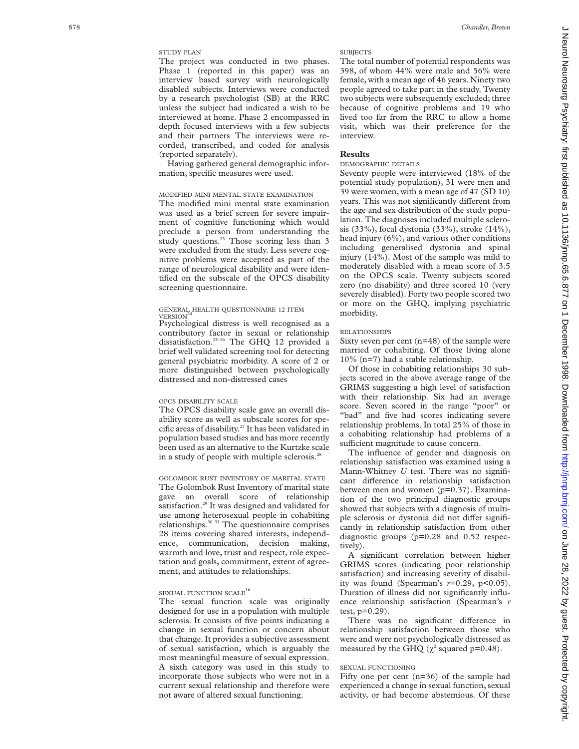### STUDY PLAN

The project was conducted in two phases. Phase 1 (reported in this paper) was an interview based survey with neurologically disabled subjects. Interviews were conducted by a research psychologist (SB) at the RRC unless the subject had indicated a wish to be interviewed at home. Phase 2 encompassed in depth focused interviews with a few subjects and their partners The interviews were recorded, transcribed, and coded for analysis (reported separately).

Having gathered general demographic information, specific measures were used.

### MODIFIED MINI MENTAL STATE EXAMINATION

The modified mini mental state examination was used as a brief screen for severe impairment of cognitive functioning which would preclude a person from understanding the study questions.[23] Those scoring less than 3 were excluded from the study. Less severe cognitive problems were accepted as part of the range of neurological disability and were identified on the subscale of the OPCS disability screening questionnaire.

### GENERAL HEALTH QUESTIONNAIRE 12 ITEM VERSION[24]

Psychological distress is well recognised as a contributory factor in sexual or relationship dissatisfaction.[25–26] The GHQ 12 provided a brief well validated screening tool for detecting general psychiatric morbidity. A score of 2 or more distinguished between psychologically distressed and non-distressed cases

### OPCS DISABILITY SCALE

The OPCS disability scale gave an overall disability score as well as subscale scores for specific areas of disability.[27] It has been validated in population based studies and has more recently been used as an alternative to the Kurtzke scale in a study of people with multiple sclerosis.[28]

### GOLOMBOK RUST INVENTORY OF MARITAL STATE

The Golombok Rust Inventory of marital state gave an overall score of relationship satisfaction.[29] It was designed and validated for use among heterosexual people in cohabiting relationships.[30 31] The questionnaire comprises 28 items covering shared interests, independence, communication, decision making, warmth and love, trust and respect, role expectation and goals, commitment, extent of agreement, and attitudes to relationships.

### SEXUAL FUNCTION SCALE[16]

The sexual function scale was originally designed for use in a population with multiple sclerosis. It consists of five points indicating a change in sexual function or concern about that change. It provides a subjective assessment of sexual satisfaction, which is arguably the most meaningful measure of sexual expression. A sixth category was used in this study to incorporate those subjects who were not in a current sexual relationship and therefore were not aware of altered sexual functioning.

### SUBJECTS

The total number of potential respondents was 398, of whom 44% were male and 56% were female, with a mean age of 46 years. Ninety two people agreed to take part in the study. Twenty two subjects were subsequently excluded; three because of cognitive problems and 19 who lived too far from the RRC to allow a home visit, which was their preference for the interview.

## Results

### DEMOGRAPHIC DETAILS

Seventy people were interviewed (18% of the potential study population), 31 were men and 39 were women, with a mean age of 47 (SD 10) years. This was not significantly different from the age and sex distribution of the study population. The diagnoses included multiple sclerosis (33%), focal dystonia (33%), stroke (14%), head injury (6%), and various other conditions including generalised dystonia and spinal injury (14%). Most of the sample was mild to moderately disabled with a mean score of 3.5 on the OPCS scale. Twenty subjects scored zero (no disability) and three scored 10 (very severely disabled). Forty two people scored two or more on the GHQ, implying psychiatric morbidity.

### RELATIONSHIPS

Sixty seven per cent (n=48) of the sample were married or cohabiting. Of those living alone 10% (n=7) had a stable relationship.

Of those in cohabiting relationships 30 subjects scored in the above average range of the GRIMS suggesting a high level of satisfaction with their relationship. Six had an average score. Seven scored in the range "poor" or "bad" and five had scores indicating severe relationship problems. In total 25% of those in a cohabiting relationship had problems of a sufficient magnitude to cause concern.

The influence of gender and diagnosis on relationship satisfaction was examined using a Mann-Whitney *U* test. There was no significant difference in relationship satisfaction between men and women (p=0.37). Examination of the two principal diagnostic groups showed that subjects with a diagnosis of multiple sclerosis or dystonia did not differ significantly in relationship satisfaction from other diagnostic groups (p=0.28 and 0.52 respectively).

A significant correlation between higher GRIMS scores (indicating poor relationship satisfaction) and increasing severity of disability was found (Spearman's $r$=0.29, $p<0.05$). Duration of illness did not significantly influence relationship satisfaction (Spearman's $r$ test, p=0.29).

There was no significant difference in relationship satisfaction between those who were and were not psychologically distressed as measured by the GHQ ($\chi^2$ squared p=0.48).

### SEXUAL FUNCTIONING

Fifty one per cent (n=36) of the sample had experienced a change in sexual function, sexual activity, or had become abstemious. Of these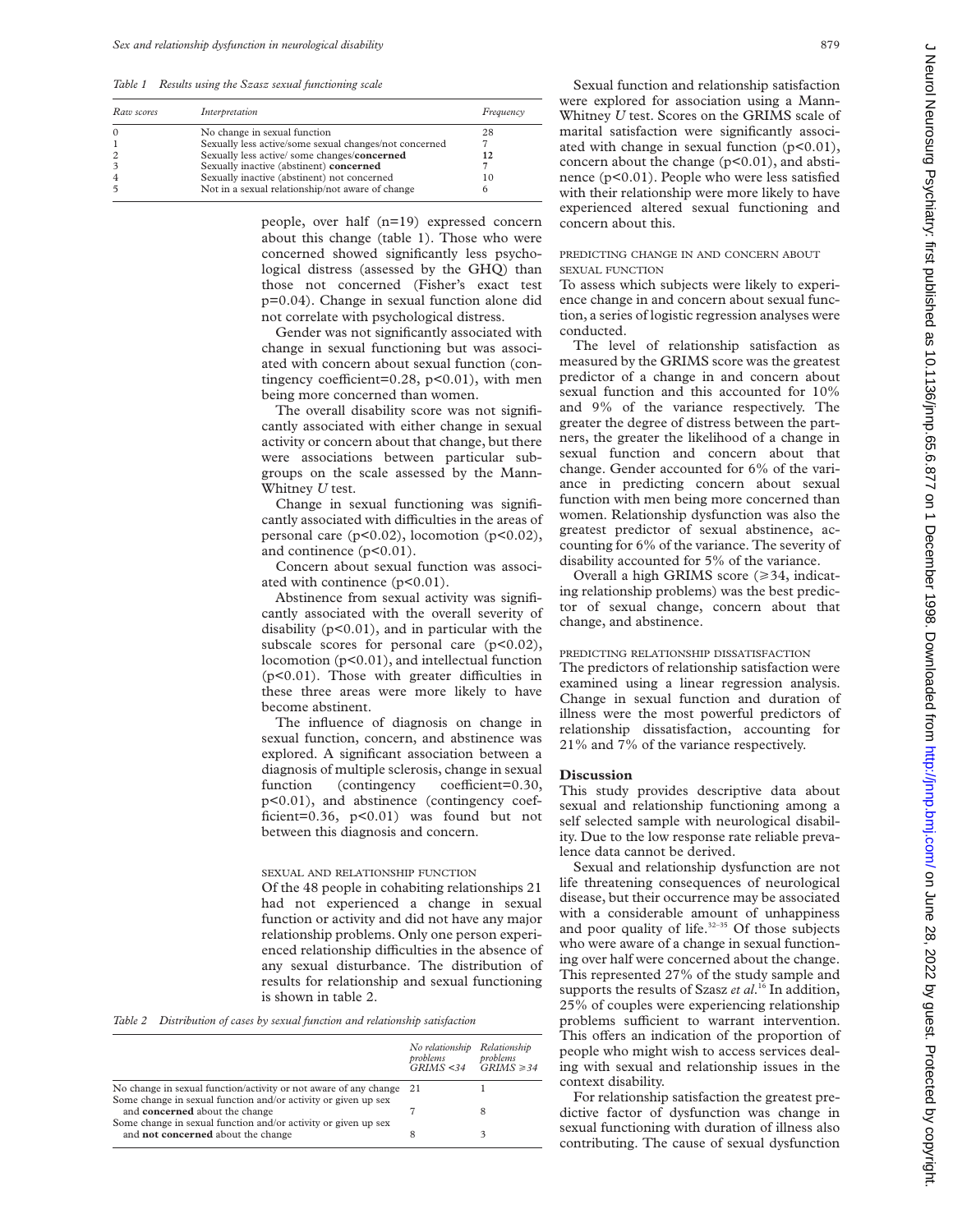*Table 1 Results using the Szasz sexual functioning scale*

| Raw scores | Interpretation | Frequency |
|---|---|---|
| 0 | No change in sexual function | 28 |
| 1 | Sexually less active/some sexual changes/not concerned | 7 |
| 2 | Sexually less active/ some changes/**concerned** | **12** |
| 3 | Sexually inactive (abstinent) **concerned** | 7 |
| 4 | Sexually inactive (abstinent) not concerned | 10 |
| 5 | Not in a sexual relationship/not aware of change | 6 |

people, over half (n=19) expressed concern about this change (table 1). Those who were concerned showed significantly less psychological distress (assessed by the GHQ) than those not concerned (Fisher's exact test p=0.04). Change in sexual function alone did not correlate with psychological distress.

Gender was not significantly associated with change in sexual functioning but was associated with concern about sexual function (contingency coefficient=0.28, $p<0.01$), with men being more concerned than women.

The overall disability score was not significantly associated with either change in sexual activity or concern about that change, but there were associations between particular subgroups on the scale assessed by the Mann-Whitney *U* test.

Change in sexual functioning was significantly associated with difficulties in the areas of personal care ($p<0.02$), locomotion ($p<0.02$), and continence ($p<0.01$).

Concern about sexual function was associated with continence ($p<0.01$).

Abstinence from sexual activity was significantly associated with the overall severity of disability ($p<0.01$), and in particular with the subscale scores for personal care ($p<0.02$), locomotion ($p<0.01$), and intellectual function ($p<0.01$). Those with greater difficulties in these three areas were more likely to have become abstinent.

The influence of diagnosis on change in sexual function, concern, and abstinence was explored. A significant association between a diagnosis of multiple sclerosis, change in sexual function (contingency coefficient=0.30, $p<0.01$), and abstinence (contingency coefficient=0.36, $p<0.01$) was found but not between this diagnosis and concern.

### SEXUAL AND RELATIONSHIP FUNCTION

Of the 48 people in cohabiting relationships 21 had not experienced a change in sexual function or activity and did not have any major relationship problems. Only one person experienced relationship difficulties in the absence of any sexual disturbance. The distribution of results for relationship and sexual functioning is shown in table 2.

*Table 2 Distribution of cases by sexual function and relationship satisfaction*

| | No relationship problems GRIMS <34 | Relationship problems GRIMS ≥34 |
|---|---|---|
| No change in sexual function/activity or not aware of any change | 21 | 1 |
| Some change in sexual function and/or activity or given up sex and **concerned** about the change | 7 | 8 |
| Some change in sexual function and/or activity or given up sex and **not concerned** about the change | 8 | 3 |

Sexual function and relationship satisfaction were explored for association using a Mann-Whitney *U* test. Scores on the GRIMS scale of marital satisfaction were significantly associated with change in sexual function ($p<0.01$), concern about the change ($p<0.01$), and abstinence ($p<0.01$). People who were less satisfied with their relationship were more likely to have experienced altered sexual functioning and concern about this.

### PREDICTING CHANGE IN AND CONCERN ABOUT SEXUAL FUNCTION

To assess which subjects were likely to experience change in and concern about sexual function, a series of logistic regression analyses were conducted.

The level of relationship satisfaction as measured by the GRIMS score was the greatest predictor of a change in and concern about sexual function and this accounted for 10% and 9% of the variance respectively. The greater the degree of distress between the partners, the greater the likelihood of a change in sexual function and concern about that change. Gender accounted for 6% of the variance in predicting concern about sexual function with men being more concerned than women. Relationship dysfunction was also the greatest predictor of sexual abstinence, accounting for 6% of the variance. The severity of disability accounted for 5% of the variance.

Overall a high GRIMS score (≥34, indicating relationship problems) was the best predictor of sexual change, concern about that change, and abstinence.

### PREDICTING RELATIONSHIP DISSATISFACTION

The predictors of relationship satisfaction were examined using a linear regression analysis. Change in sexual function and duration of illness were the most powerful predictors of relationship dissatisfaction, accounting for 21% and 7% of the variance respectively.

## Discussion

This study provides descriptive data about sexual and relationship functioning among a self selected sample with neurological disability. Due to the low response rate reliable prevalence data cannot be derived.

Sexual and relationship dysfunction are not life threatening consequences of neurological disease, but their occurrence may be associated with a considerable amount of unhappiness and poor quality of life.[32–35] Of those subjects who were aware of a change in sexual functioning over half were concerned about the change. This represented 27% of the study sample and supports the results of Szasz *et al*.[16] In addition, 25% of couples were experiencing relationship problems sufficient to warrant intervention. This offers an indication of the proportion of people who might wish to access services dealing with sexual and relationship issues in the context disability.

For relationship satisfaction the greatest predictive factor of dysfunction was change in sexual functioning with duration of illness also contributing. The cause of sexual dysfunction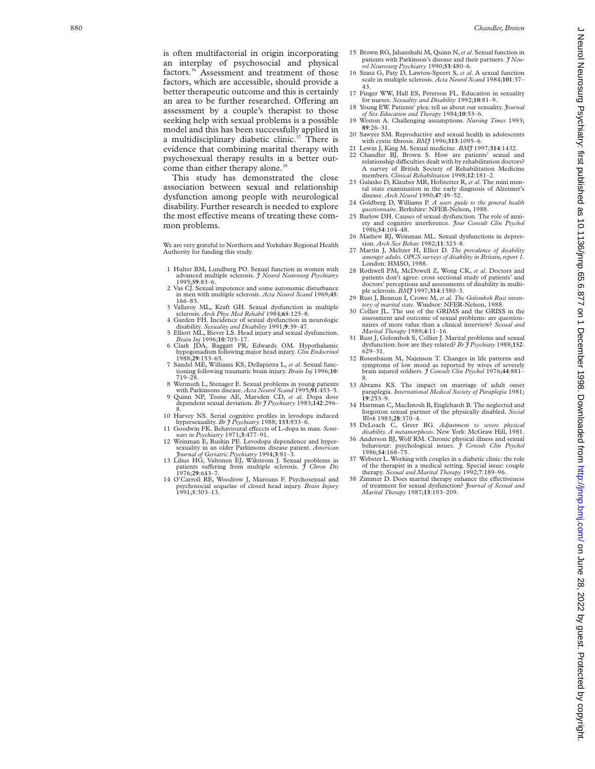is often multifactorial in origin incorporating an interplay of psychosocial and physical factors.[36] Assessment and treatment of those factors, which are accessible, should provide a better therapeutic outcome and this is certainly an area to be further researched. Offering an assessment by a couple's therapist to those seeking help with sexual problems is a possible model and this has been successfully applied in a multidisciplinary diabetic clinic.[37] There is evidence that combining marital therapy with psychosexual therapy results in a better outcome than either therapy alone.[38]

This study has demonstrated the close association between sexual and relationship dysfunction among people with neurological disability. Further research is needed to explore the most effective means of treating these common problems.

We are very grateful to Northern and Yorkshire Regional Health Authority for funding this study.

1 Hulter BM, Lundberg PO. Sexual function in women with advanced multiple sclerosis. *J Neurol Neurosurg Psychiatry* 1995;**59**:83–6.
2 Vas CJ. Sexual impotence and some autonomic disturbance in men with multiple sclerosis. *Acta Neurol Scand* 1969;**45**:166–83.
3 Valleroy ML, Kraft GH. Sexual dysfunction in multiple sclerosis. *Arch Phys Med Rehabil* 1984;**65**:125–8.
4 Garden FH. Incidence of sexual dysfunction in neurologic disability. *Sexuality and Disability* 1991;**9**:39–47.
5 Elliott ML, Biever LS. Head injury and sexual dysfunction. *Brain Inj* 1996;**10**:703–17.
6 Clark JDA, Raggatt PR, Edwards OM. Hypothalamic hypogonadism following major head injury. *Clin Endocrinol* 1988;**29**:153–65.
7 Sandel ME, Williams KS, Dellapietra L, *et al*. Sexual functioning following traumatic brain injury. *Brain Inj* 1996;**10**:719–28.
8 Wermuth L, Stenager E. Sexual problems in young patients with Parkinsons disease. *Acta Neurol Scand* 1995;**91**:453–5.
9 Quinn NP, Toone AE, Marsden CD, *et al*. Dopa dose dependent sexual deviation. *Br J Psychiatry* 1983;**142**:296–8.
10 Harvey NS. Serial cognitive profiles in levodopa induced hypersexuality. *Br J Psychiatry* 1988; **153**:833–6.
11 Goodwin FK. Behavioural effeccts of L-dopa in man. *Seminars in Psychiatry* 1971;**3**:477–91.
12 Weinman E, Ruskin PE. Levodopa dependence and hypersexuality in an older Parkinsons disease patient. *American Journal of Geriatric Psychiatry* 1994;**3**:81–3.
13 Lilius HG, Valtonen EJ, Wikstrom J. Sexual problems in patients suffering from multiple sclerosis. *J Chron Dis* 1976;**29**:643–7.
14 O'Carroll RE, Woodrow J, Marouns F. Psychosexual and psychosocial sequelae of closed head injury. *Brain Injury* 1991;**5**:303–13.
15 Brown RG, Jahanshahi M, Quinn N, *et al*. Sexual function in patients with Parkinson's disease and their partners. *J Neurol Neurosurg Psychiatry* 1990;**53**:480–6.
16 Szasz G, Paty D, Lawton-Speert S, *et al*. A sexual function scale in multiple sclerosis. *Acta Neurol Scand* 1984;**101**:37–43.
17 Finger WW, Hall ES, Peterson FL. Education in sexuality for nurses. *Sexuality and Disability* 1992;**10**:81–9.
18 Young EW. Patients' plea: tell us about our sexuality. *Journal of Sex Education and Therapy* 1984;**10**:53–6.
19 Weston A. Challenging assumptions. *Nursing Times* 1993; **89**:26–31.
20 Sawyer SM. Reproductive and sexual health in adolescents with cystic fibrosis. *BMJ* 1996;**313**:1095–6.
21 Lewin J, King M. Sexual medicine. *BMJ* 1997;**314**:1432.
22 Chandler BJ, Brown S. How are patients' sexual and relationship difficulties dealt with by rehabilitation doctors? A survey of British Society of Rehabilitation Medicine members. *Clinical Rehabilitation* 1998;**12**:181–2.
23 Galasko D, Klauber MR, Hofstetter R, *et al*. The mini mental state examination in the early diagnosis of Alzeimer's disease. *Arch Neurol* 1990;**47**:49–52.
24 Goldberg D, Williams P. *A users guide to the general health questionnaire*. Berkshire: NFER-Nelson, 1988.
25 Barlow DH. Causes of sexual dysfunction. The role of anxiety and cognitive interference. *Jour Consult Clin Psychol* 1986;**54**:104–48.
26 Mathew RJ, Weinman ML. Sexual dysfunctions in depression. *Arch Sex Behav* 1982;**11**:323–8.
27 Martin J, Meltzer H, Elliot D. *The prevalence of disability amongst adults. OPCS surveys of disability in Britain, report 1*. London: HMSO, 1988.
28 Rothwell PM, McDowell Z, Wong CK, *et al*. Doctors and patients don't agree: cross sectional study of patients' and doctors' perceptions and assessments of disability in multiple sclerosis. *BMJ* 1997;**314**:1580–3.
29 Rust J, Bennun I, Crowe M, *et al*. *The Golombok Rust inventory of marital state*. Windsor: NFER-Nelson, 1988.
30 Collier JL. The use of the GRIMS and the GRISS in the assessment and outcome of sexual problems: are questionnaires of more value than a clinical interview? *Sexual and Marital Therapy* 1989;**4**:11–16.
31 Rust J, Golombok S, Collier J. Marital problems and sexual dysfunction: how are they related? *Br J Psychiatry* 1988;**152**:629–31.
32 Rosenbaum M, Najenson T. Changes in life patterns and symptoms of low mood as reported by wives of severely brain injured soldiers. *J Consult Clin Psychol* 1976;**44**:881–8.
33 Abrams KS. The impact on marriage of adult onset paraplegia. *International Medical Society of Paraplegia* 1981; **19**:253–9.
34 Hartman C, MacIntosh B, Englehardt B. The neglected and forgotton sexual partner of the physically disabled. *Social Work* 1983;**28**:370–4.
35 DeLoach C, Greer BG. *Adjustment to severe physical disability. A metamorphosis*. New York: McGraw Hill, 1981.
36 Anderson BJ, Wolf RM. Chronic physical illness and sexual behaviour: psychological issues. *J Consult Clin Psychol* 1986;**54**:168–75.
37 Webster L. Working with couples in a diabetic clinic: the role of the therapist in a medical setting. Special issue: couple therapy. *Sexual and Marital Therapy* 1992;**7**:189–96.
38 Zimmer D. Does marital therapy enhance the effectiveness of treatment for sexual dysfunction? *Journal of Sexual and Marital Therapy* 1987;**13**:193–209.